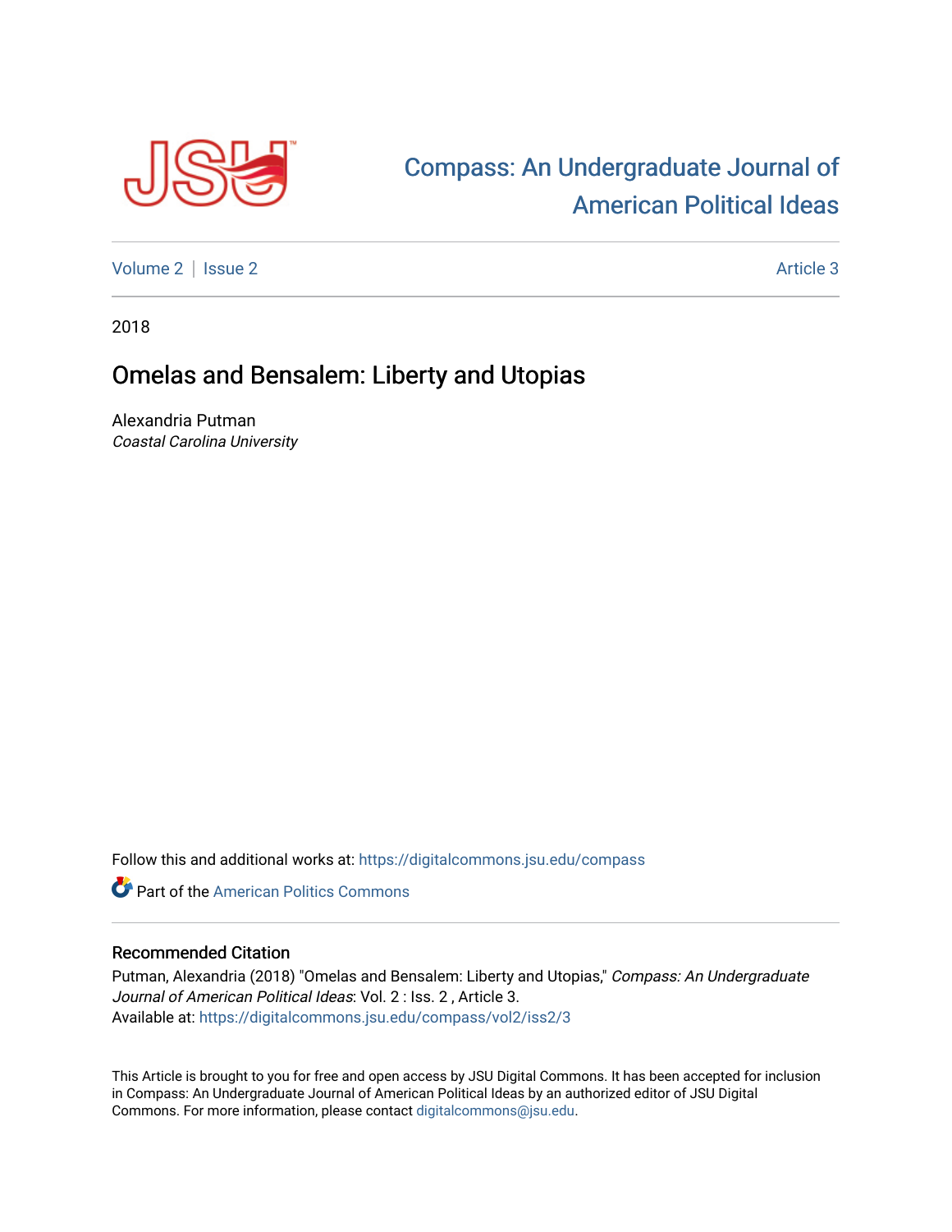Compass: An Undergraduate Journal of American Political Ideas

Volume 2 | Issue 2 Article 3

2018

# Omelas and Bensalem: Liberty and Utopias

Alexandria Putman
*Coastal Carolina University*

Follow this and additional works at: https://digitalcommons.jsu.edu/compass

Part of the American Politics Commons

## Recommended Citation

Putman, Alexandria (2018) "Omelas and Bensalem: Liberty and Utopias," *Compass: An Undergraduate Journal of American Political Ideas*: Vol. 2 : Iss. 2 , Article 3.
Available at: https://digitalcommons.jsu.edu/compass/vol2/iss2/3

This Article is brought to you for free and open access by JSU Digital Commons. It has been accepted for inclusion in Compass: An Undergraduate Journal of American Political Ideas by an authorized editor of JSU Digital Commons. For more information, please contact digitalcommons@jsu.edu.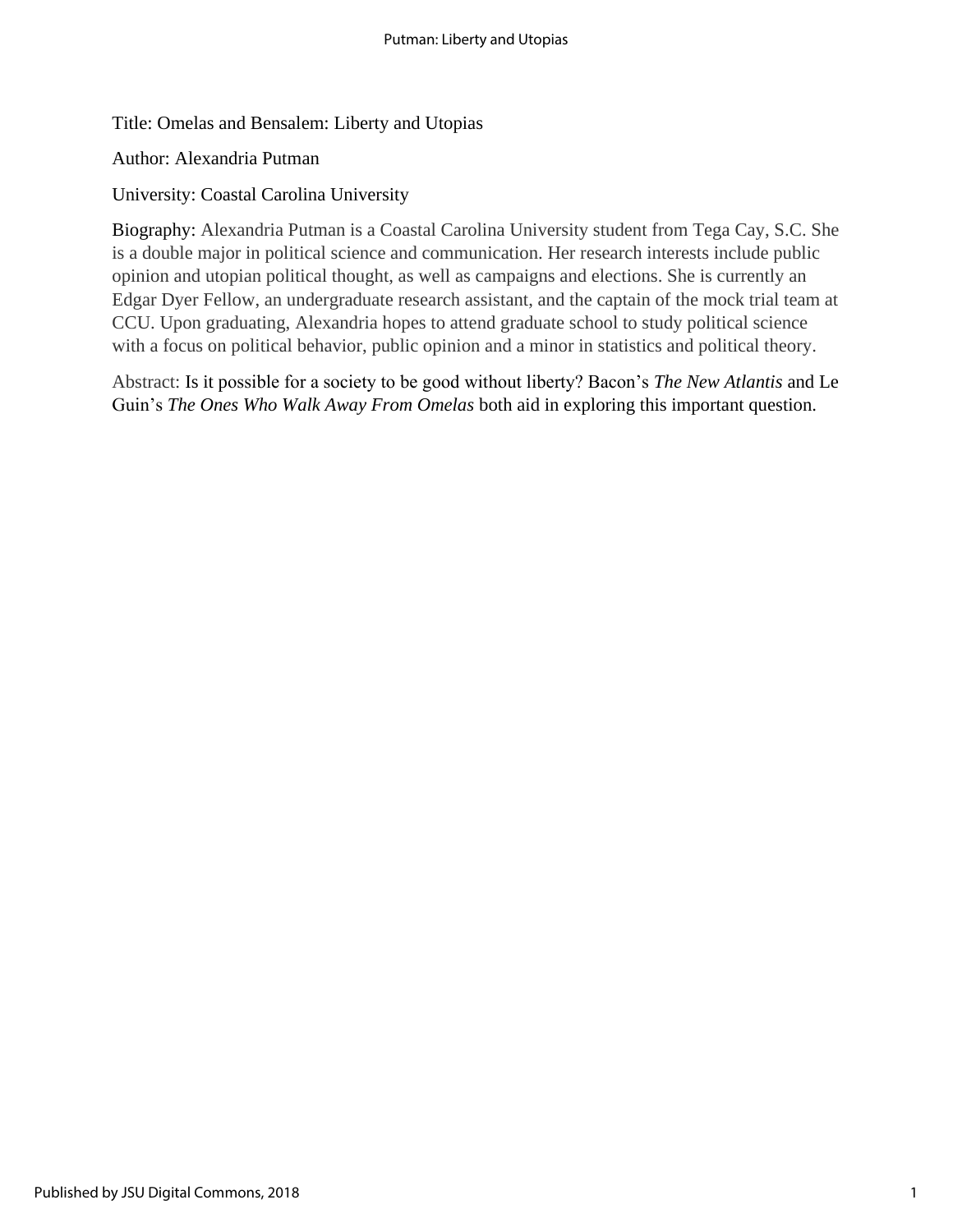Title: Omelas and Bensalem: Liberty and Utopias

Author: Alexandria Putman

University: Coastal Carolina University

Biography: Alexandria Putman is a Coastal Carolina University student from Tega Cay, S.C. She is a double major in political science and communication. Her research interests include public opinion and utopian political thought, as well as campaigns and elections. She is currently an Edgar Dyer Fellow, an undergraduate research assistant, and the captain of the mock trial team at CCU. Upon graduating, Alexandria hopes to attend graduate school to study political science with a focus on political behavior, public opinion and a minor in statistics and political theory.

Abstract: Is it possible for a society to be good without liberty? Bacon's *The New Atlantis* and Le Guin's *The Ones Who Walk Away From Omelas* both aid in exploring this important question.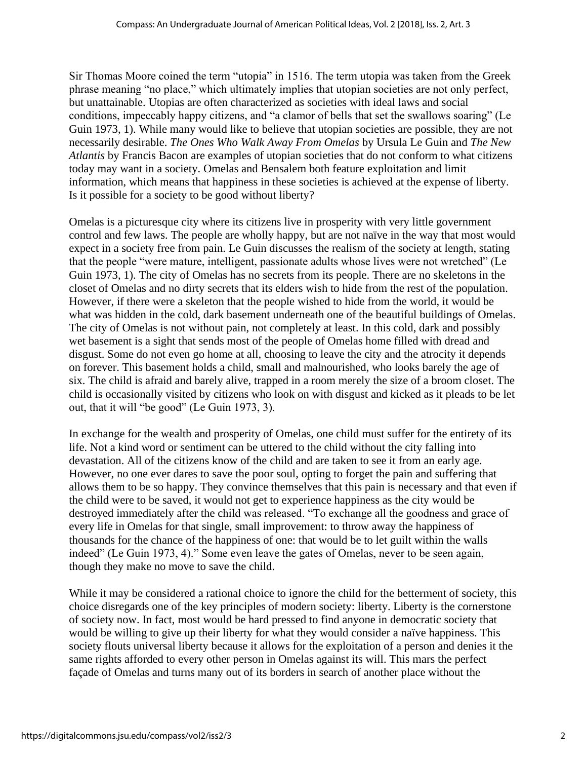Sir Thomas Moore coined the term "utopia" in 1516. The term utopia was taken from the Greek phrase meaning "no place," which ultimately implies that utopian societies are not only perfect, but unattainable. Utopias are often characterized as societies with ideal laws and social conditions, impeccably happy citizens, and "a clamor of bells that set the swallows soaring" (Le Guin 1973, 1). While many would like to believe that utopian societies are possible, they are not necessarily desirable. *The Ones Who Walk Away From Omelas* by Ursula Le Guin and *The New Atlantis* by Francis Bacon are examples of utopian societies that do not conform to what citizens today may want in a society. Omelas and Bensalem both feature exploitation and limit information, which means that happiness in these societies is achieved at the expense of liberty. Is it possible for a society to be good without liberty?

Omelas is a picturesque city where its citizens live in prosperity with very little government control and few laws. The people are wholly happy, but are not naïve in the way that most would expect in a society free from pain. Le Guin discusses the realism of the society at length, stating that the people "were mature, intelligent, passionate adults whose lives were not wretched" (Le Guin 1973, 1). The city of Omelas has no secrets from its people. There are no skeletons in the closet of Omelas and no dirty secrets that its elders wish to hide from the rest of the population. However, if there were a skeleton that the people wished to hide from the world, it would be what was hidden in the cold, dark basement underneath one of the beautiful buildings of Omelas. The city of Omelas is not without pain, not completely at least. In this cold, dark and possibly wet basement is a sight that sends most of the people of Omelas home filled with dread and disgust. Some do not even go home at all, choosing to leave the city and the atrocity it depends on forever. This basement holds a child, small and malnourished, who looks barely the age of six. The child is afraid and barely alive, trapped in a room merely the size of a broom closet. The child is occasionally visited by citizens who look on with disgust and kicked as it pleads to be let out, that it will "be good" (Le Guin 1973, 3).

In exchange for the wealth and prosperity of Omelas, one child must suffer for the entirety of its life. Not a kind word or sentiment can be uttered to the child without the city falling into devastation. All of the citizens know of the child and are taken to see it from an early age. However, no one ever dares to save the poor soul, opting to forget the pain and suffering that allows them to be so happy. They convince themselves that this pain is necessary and that even if the child were to be saved, it would not get to experience happiness as the city would be destroyed immediately after the child was released. "To exchange all the goodness and grace of every life in Omelas for that single, small improvement: to throw away the happiness of thousands for the chance of the happiness of one: that would be to let guilt within the walls indeed" (Le Guin 1973, 4)." Some even leave the gates of Omelas, never to be seen again, though they make no move to save the child.

While it may be considered a rational choice to ignore the child for the betterment of society, this choice disregards one of the key principles of modern society: liberty. Liberty is the cornerstone of society now. In fact, most would be hard pressed to find anyone in democratic society that would be willing to give up their liberty for what they would consider a naïve happiness. This society flouts universal liberty because it allows for the exploitation of a person and denies it the same rights afforded to every other person in Omelas against its will. This mars the perfect façade of Omelas and turns many out of its borders in search of another place without the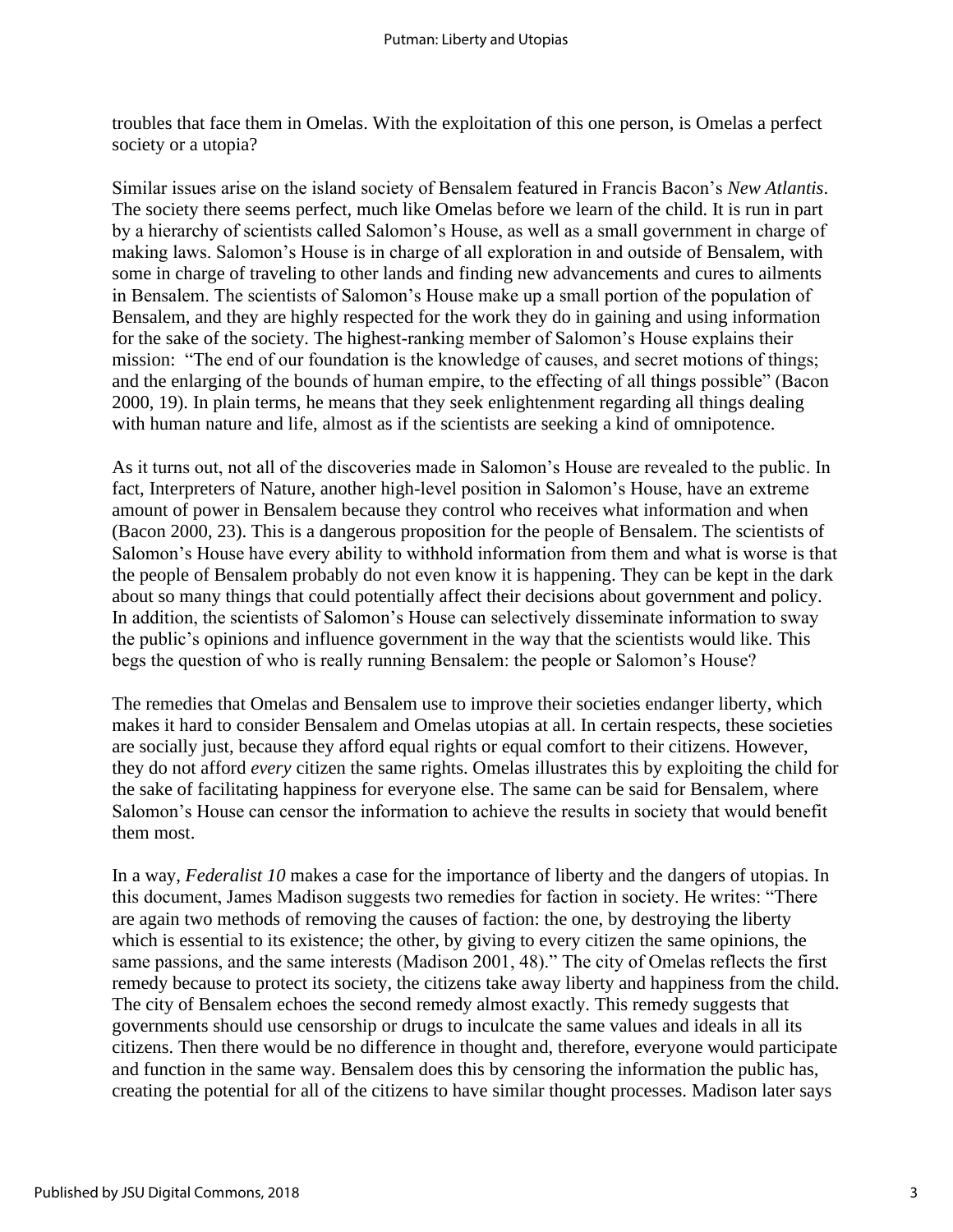troubles that face them in Omelas. With the exploitation of this one person, is Omelas a perfect society or a utopia?

Similar issues arise on the island society of Bensalem featured in Francis Bacon's *New Atlantis*. The society there seems perfect, much like Omelas before we learn of the child. It is run in part by a hierarchy of scientists called Salomon's House, as well as a small government in charge of making laws. Salomon's House is in charge of all exploration in and outside of Bensalem, with some in charge of traveling to other lands and finding new advancements and cures to ailments in Bensalem. The scientists of Salomon's House make up a small portion of the population of Bensalem, and they are highly respected for the work they do in gaining and using information for the sake of the society. The highest-ranking member of Salomon's House explains their mission: "The end of our foundation is the knowledge of causes, and secret motions of things; and the enlarging of the bounds of human empire, to the effecting of all things possible" (Bacon 2000, 19). In plain terms, he means that they seek enlightenment regarding all things dealing with human nature and life, almost as if the scientists are seeking a kind of omnipotence.

As it turns out, not all of the discoveries made in Salomon's House are revealed to the public. In fact, Interpreters of Nature, another high-level position in Salomon's House, have an extreme amount of power in Bensalem because they control who receives what information and when (Bacon 2000, 23). This is a dangerous proposition for the people of Bensalem. The scientists of Salomon's House have every ability to withhold information from them and what is worse is that the people of Bensalem probably do not even know it is happening. They can be kept in the dark about so many things that could potentially affect their decisions about government and policy. In addition, the scientists of Salomon's House can selectively disseminate information to sway the public's opinions and influence government in the way that the scientists would like. This begs the question of who is really running Bensalem: the people or Salomon's House?

The remedies that Omelas and Bensalem use to improve their societies endanger liberty, which makes it hard to consider Bensalem and Omelas utopias at all. In certain respects, these societies are socially just, because they afford equal rights or equal comfort to their citizens. However, they do not afford *every* citizen the same rights. Omelas illustrates this by exploiting the child for the sake of facilitating happiness for everyone else. The same can be said for Bensalem, where Salomon's House can censor the information to achieve the results in society that would benefit them most.

In a way, *Federalist 10* makes a case for the importance of liberty and the dangers of utopias. In this document, James Madison suggests two remedies for faction in society. He writes: "There are again two methods of removing the causes of faction: the one, by destroying the liberty which is essential to its existence; the other, by giving to every citizen the same opinions, the same passions, and the same interests (Madison 2001, 48)." The city of Omelas reflects the first remedy because to protect its society, the citizens take away liberty and happiness from the child. The city of Bensalem echoes the second remedy almost exactly. This remedy suggests that governments should use censorship or drugs to inculcate the same values and ideals in all its citizens. Then there would be no difference in thought and, therefore, everyone would participate and function in the same way. Bensalem does this by censoring the information the public has, creating the potential for all of the citizens to have similar thought processes. Madison later says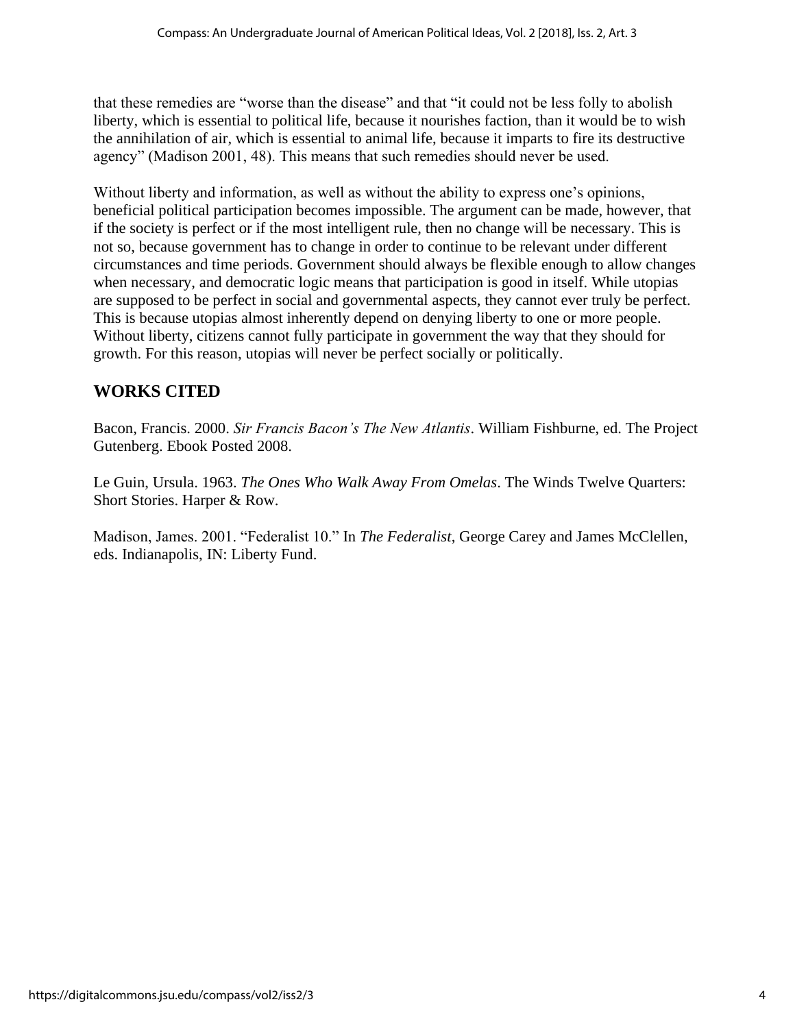that these remedies are "worse than the disease" and that "it could not be less folly to abolish liberty, which is essential to political life, because it nourishes faction, than it would be to wish the annihilation of air, which is essential to animal life, because it imparts to fire its destructive agency" (Madison 2001, 48). This means that such remedies should never be used.

Without liberty and information, as well as without the ability to express one's opinions, beneficial political participation becomes impossible. The argument can be made, however, that if the society is perfect or if the most intelligent rule, then no change will be necessary. This is not so, because government has to change in order to continue to be relevant under different circumstances and time periods. Government should always be flexible enough to allow changes when necessary, and democratic logic means that participation is good in itself. While utopias are supposed to be perfect in social and governmental aspects, they cannot ever truly be perfect. This is because utopias almost inherently depend on denying liberty to one or more people. Without liberty, citizens cannot fully participate in government the way that they should for growth. For this reason, utopias will never be perfect socially or politically.

## WORKS CITED

Bacon, Francis. 2000. *Sir Francis Bacon's The New Atlantis*. William Fishburne, ed. The Project Gutenberg. Ebook Posted 2008.

Le Guin, Ursula. 1963. *The Ones Who Walk Away From Omelas*. The Winds Twelve Quarters: Short Stories. Harper & Row.

Madison, James. 2001. "Federalist 10." In *The Federalist*, George Carey and James McClellen, eds. Indianapolis, IN: Liberty Fund.